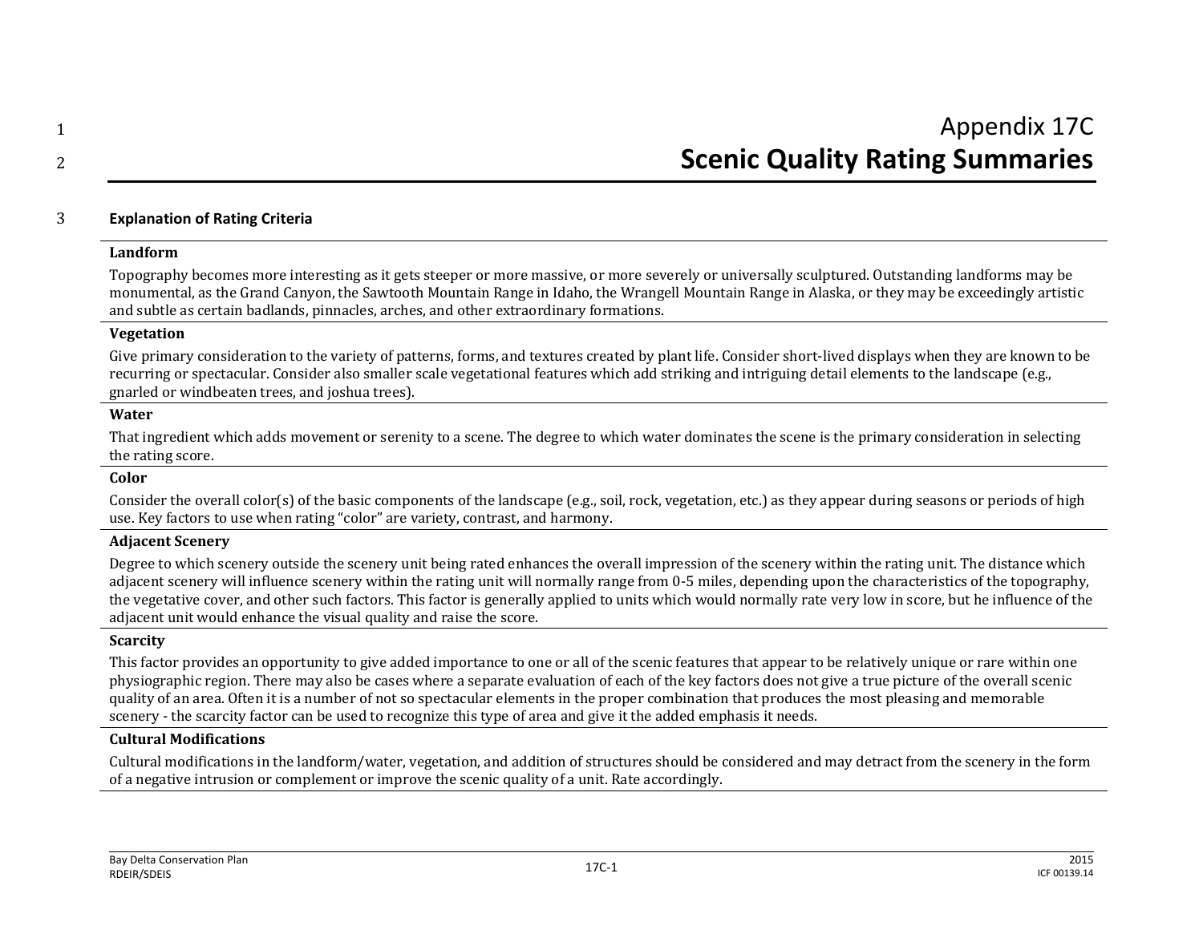# Appendix 17C
# Scenic Quality Rating Summaries

## Explanation of Rating Criteria

**Landform**

Topography becomes more interesting as it gets steeper or more massive, or more severely or universally sculptured. Outstanding landforms may be monumental, as the Grand Canyon, the Sawtooth Mountain Range in Idaho, the Wrangell Mountain Range in Alaska, or they may be exceedingly artistic and subtle as certain badlands, pinnacles, arches, and other extraordinary formations.

**Vegetation**

Give primary consideration to the variety of patterns, forms, and textures created by plant life. Consider short-lived displays when they are known to be recurring or spectacular. Consider also smaller scale vegetational features which add striking and intriguing detail elements to the landscape (e.g., gnarled or windbeaten trees, and joshua trees).

**Water**

That ingredient which adds movement or serenity to a scene. The degree to which water dominates the scene is the primary consideration in selecting the rating score.

**Color**

Consider the overall color(s) of the basic components of the landscape (e.g., soil, rock, vegetation, etc.) as they appear during seasons or periods of high use. Key factors to use when rating "color" are variety, contrast, and harmony.

**Adjacent Scenery**

Degree to which scenery outside the scenery unit being rated enhances the overall impression of the scenery within the rating unit. The distance which adjacent scenery will influence scenery within the rating unit will normally range from 0-5 miles, depending upon the characteristics of the topography, the vegetative cover, and other such factors. This factor is generally applied to units which would normally rate very low in score, but he influence of the adjacent unit would enhance the visual quality and raise the score.

**Scarcity**

This factor provides an opportunity to give added importance to one or all of the scenic features that appear to be relatively unique or rare within one physiographic region. There may also be cases where a separate evaluation of each of the key factors does not give a true picture of the overall scenic quality of an area. Often it is a number of not so spectacular elements in the proper combination that produces the most pleasing and memorable scenery - the scarcity factor can be used to recognize this type of area and give it the added emphasis it needs.

**Cultural Modifications**

Cultural modifications in the landform/water, vegetation, and addition of structures should be considered and may detract from the scenery in the form of a negative intrusion or complement or improve the scenic quality of a unit. Rate accordingly.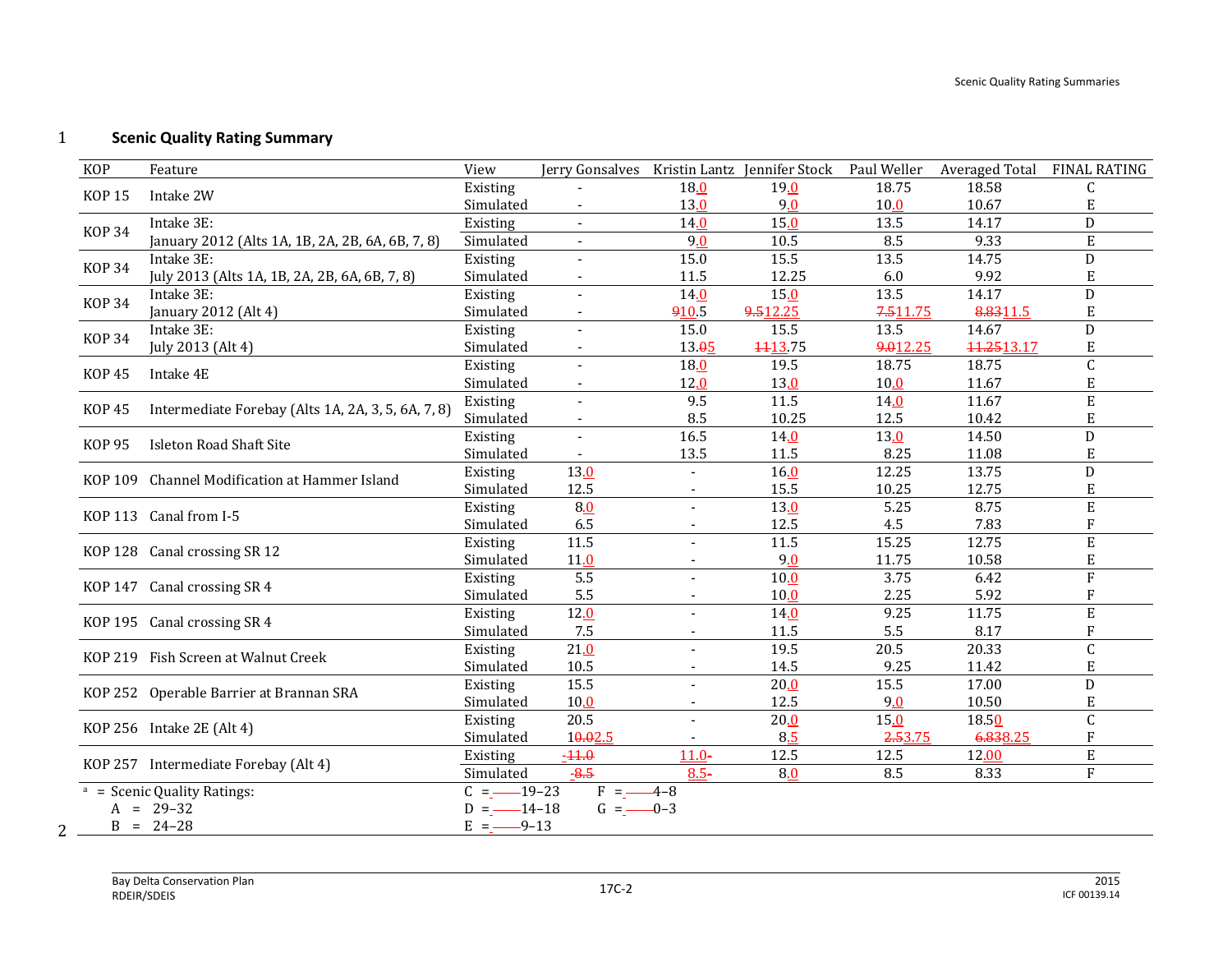## Scenic Quality Rating Summary

| KOP | Feature | View | Jerry Gonsalves | Kristin Lantz | Jennifer Stock | Paul Weller | Averaged Total | FINAL RATING |
|---|---|---|---|---|---|---|---|---|
| KOP 15 | Intake 2W | Existing | - | 18.0 | 19.0 | 18.75 | 18.58 | C |
| | | Simulated | - | 13.0 | 9.0 | 10.0 | 10.67 | E |
| KOP 34 | Intake 3E: January 2012 (Alts 1A, 1B, 2A, 2B, 6A, 6B, 7, 8) | Existing | - | 14.0 | 15.0 | 13.5 | 14.17 | D |
| | | Simulated | - | 9.0 | 10.5 | 8.5 | 9.33 | E |
| KOP 34 | Intake 3E: July 2013 (Alts 1A, 1B, 2A, 2B, 6A, 6B, 7, 8) | Existing | - | 15.0 | 15.5 | 13.5 | 14.75 | D |
| | | Simulated | - | 11.5 | 12.25 | 6.0 | 9.92 | E |
| KOP 34 | Intake 3E: January 2012 (Alt 4) | Existing | - | 14.0 | 15.0 | 13.5 | 14.17 | D |
| | | Simulated | - | ~~9~~10.5 | ~~9.5~~12.25 | ~~7.5~~11.75 | ~~8.83~~11.5 | E |
| KOP 34 | Intake 3E: July 2013 (Alt 4) | Existing | - | 15.0 | 15.5 | 13.5 | 14.67 | D |
| | | Simulated | - | 13.~~0~~5 | ~~11~~13.75 | ~~9.0~~12.25 | ~~11.25~~13.17 | E |
| KOP 45 | Intake 4E | Existing | - | 18.0 | 19.5 | 18.75 | 18.75 | C |
| | | Simulated | - | 12.0 | 13.0 | 10.0 | 11.67 | E |
| KOP 45 | Intermediate Forebay (Alts 1A, 2A, 3, 5, 6A, 7, 8) | Existing | - | 9.5 | 11.5 | 14.0 | 11.67 | E |
| | | Simulated | - | 8.5 | 10.25 | 12.5 | 10.42 | E |
| KOP 95 | Isleton Road Shaft Site | Existing | - | 16.5 | 14.0 | 13.0 | 14.50 | D |
| | | Simulated | - | 13.5 | 11.5 | 8.25 | 11.08 | E |
| KOP 109 | Channel Modification at Hammer Island | Existing | 13.0 | - | 16.0 | 12.25 | 13.75 | D |
| | | Simulated | 12.5 | - | 15.5 | 10.25 | 12.75 | E |
| KOP 113 | Canal from I-5 | Existing | 8.0 | - | 13.0 | 5.25 | 8.75 | E |
| | | Simulated | 6.5 | - | 12.5 | 4.5 | 7.83 | F |
| KOP 128 | Canal crossing SR 12 | Existing | 11.5 | - | 11.5 | 15.25 | 12.75 | E |
| | | Simulated | 11.0 | - | 9.0 | 11.75 | 10.58 | E |
| KOP 147 | Canal crossing SR 4 | Existing | 5.5 | - | 10.0 | 3.75 | 6.42 | F |
| | | Simulated | 5.5 | - | 10.0 | 2.25 | 5.92 | F |
| KOP 195 | Canal crossing SR 4 | Existing | 12.0 | - | 14.0 | 9.25 | 11.75 | E |
| | | Simulated | 7.5 | - | 11.5 | 5.5 | 8.17 | F |
| KOP 219 | Fish Screen at Walnut Creek | Existing | 21.0 | - | 19.5 | 20.5 | 20.33 | C |
| | | Simulated | 10.5 | - | 14.5 | 9.25 | 11.42 | E |
| KOP 252 | Operable Barrier at Brannan SRA | Existing | 15.5 | - | 20.0 | 15.5 | 17.00 | D |
| | | Simulated | 10.0 | - | 12.5 | 9.0 | 10.50 | E |
| KOP 256 | Intake 2E (Alt 4) | Existing | 20.5 | - | 20.0 | 15.0 | 18.50 | C |
| | | Simulated | 1~~0.0~~2.5 | - | 8.5 | ~~2.5~~3.75 | ~~6.83~~8.25 | F |
| KOP 257 | Intermediate Forebay (Alt 4) | Existing | ~~-11.0~~ | 11.0~~-~~ | 12.5 | 12.5 | 12.00 | E |
| | | Simulated | ~~-8.5~~ | 8.5~~-~~ | 8.0 | 8.5 | 8.33 | F |

[a] = Scenic Quality Ratings:
A = 29–32
B = 24–28
C = 19–23
D = 14–18
E = 9–13
F = 4–8
G = 0–3